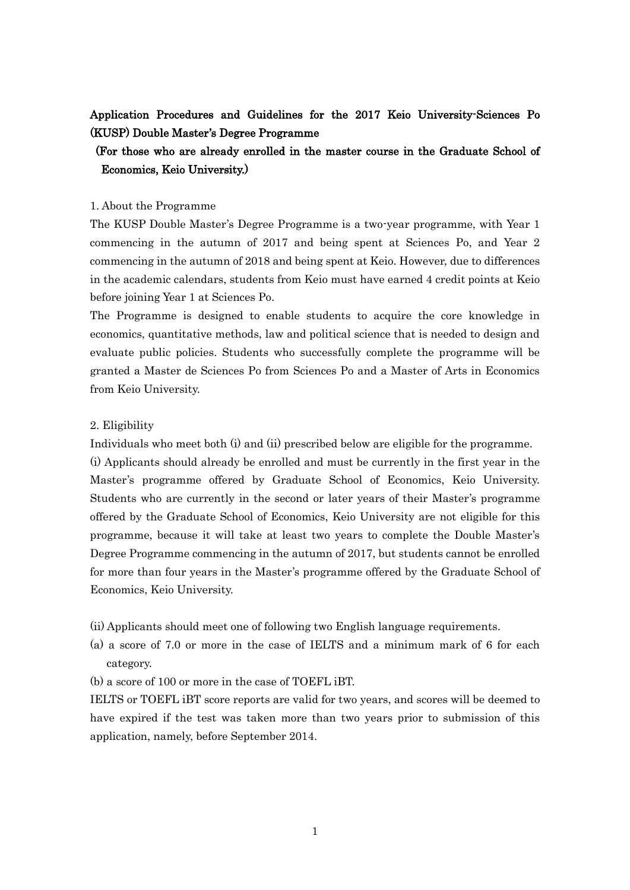# Application Procedures and Guidelines for the 2017 Keio University-Sciences Po (KUSP) Double Master's Degree Programme

**(For those who are already enrolled in the master course in the Graduate School of Economics, Keio University.)**

## 1. About the Programme

The KUSP Double Master's Degree Programme is a two-year programme, with Year 1 commencing in the autumn of 2017 and being spent at Sciences Po, and Year 2 commencing in the autumn of 2018 and being spent at Keio. However, due to differences in the academic calendars, students from Keio must have earned 4 credit points at Keio before joining Year 1 at Sciences Po.

The Programme is designed to enable students to acquire the core knowledge in economics, quantitative methods, law and political science that is needed to design and evaluate public policies. Students who successfully complete the programme will be granted a Master de Sciences Po from Sciences Po and a Master of Arts in Economics from Keio University.

## 2. Eligibility

Individuals who meet both (i) and (ii) prescribed below are eligible for the programme.

(i) Applicants should already be enrolled and must be currently in the first year in the Master's programme offered by Graduate School of Economics, Keio University. Students who are currently in the second or later years of their Master's programme offered by the Graduate School of Economics, Keio University are not eligible for this programme, because it will take at least two years to complete the Double Master's Degree Programme commencing in the autumn of 2017, but students cannot be enrolled for more than four years in the Master's programme offered by the Graduate School of Economics, Keio University.

(ii) Applicants should meet one of following two English language requirements.

(a) a score of 7.0 or more in the case of IELTS and a minimum mark of 6 for each category.

(b) a score of 100 or more in the case of TOEFL iBT.

IELTS or TOEFL iBT score reports are valid for two years, and scores will be deemed to have expired if the test was taken more than two years prior to submission of this application, namely, before September 2014.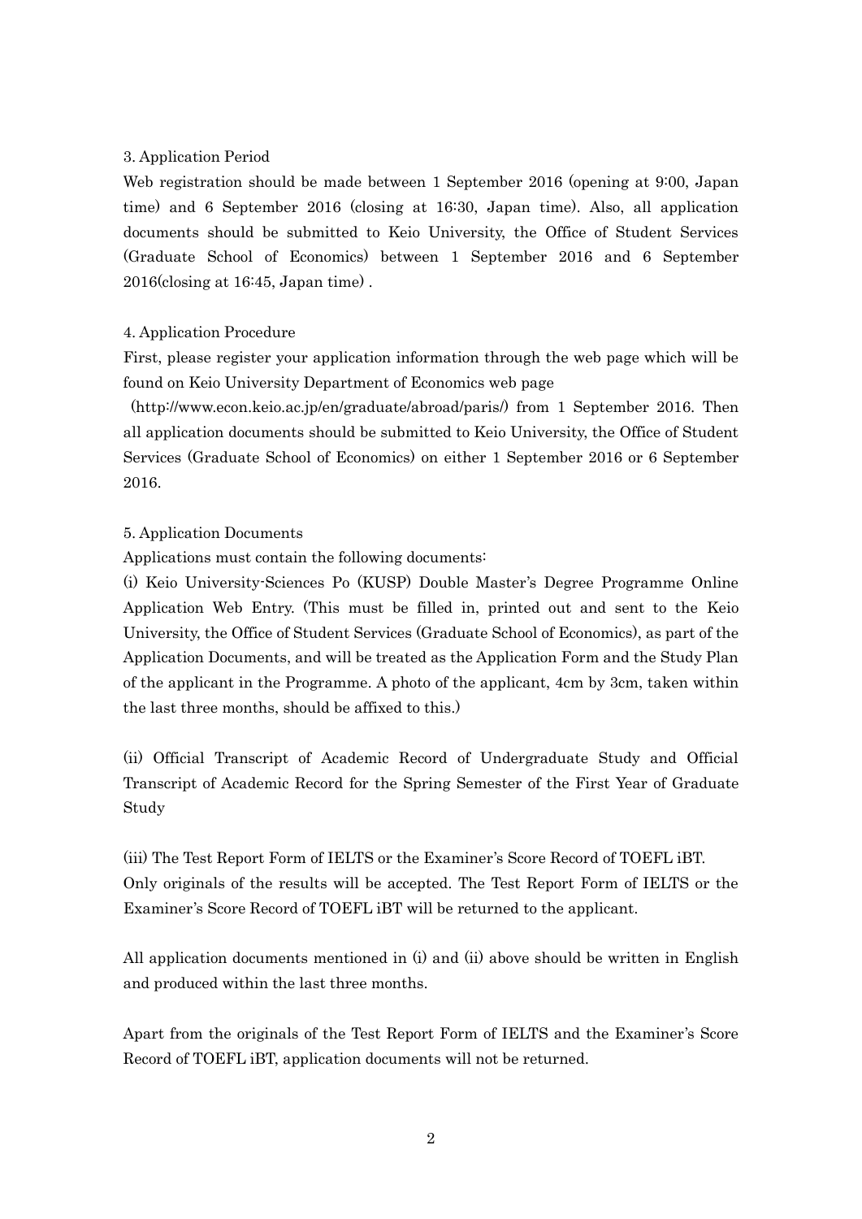## 3. Application Period

Web registration should be made between 1 September 2016 (opening at 9:00, Japan time) and 6 September 2016 (closing at 16:30, Japan time). Also, all application documents should be submitted to Keio University, the Office of Student Services (Graduate School of Economics) between 1 September 2016 and 6 September 2016(closing at 16:45, Japan time) .

## 4. Application Procedure

First, please register your application information through the web page which will be found on Keio University Department of Economics web page (http://www.econ.keio.ac.jp/en/graduate/abroad/paris/) from 1 September 2016. Then all application documents should be submitted to Keio University, the Office of Student Services (Graduate School of Economics) on either 1 September 2016 or 6 September 2016.

## 5. Application Documents

Applications must contain the following documents:

(i) Keio University-Sciences Po (KUSP) Double Master's Degree Programme Online Application Web Entry. (This must be filled in, printed out and sent to the Keio University, the Office of Student Services (Graduate School of Economics), as part of the Application Documents, and will be treated as the Application Form and the Study Plan of the applicant in the Programme. A photo of the applicant, 4cm by 3cm, taken within the last three months, should be affixed to this.)

(ii) Official Transcript of Academic Record of Undergraduate Study and Official Transcript of Academic Record for the Spring Semester of the First Year of Graduate Study

(iii) The Test Report Form of IELTS or the Examiner's Score Record of TOEFL iBT. Only originals of the results will be accepted. The Test Report Form of IELTS or the Examiner's Score Record of TOEFL iBT will be returned to the applicant.

All application documents mentioned in (i) and (ii) above should be written in English and produced within the last three months.

Apart from the originals of the Test Report Form of IELTS and the Examiner's Score Record of TOEFL iBT, application documents will not be returned.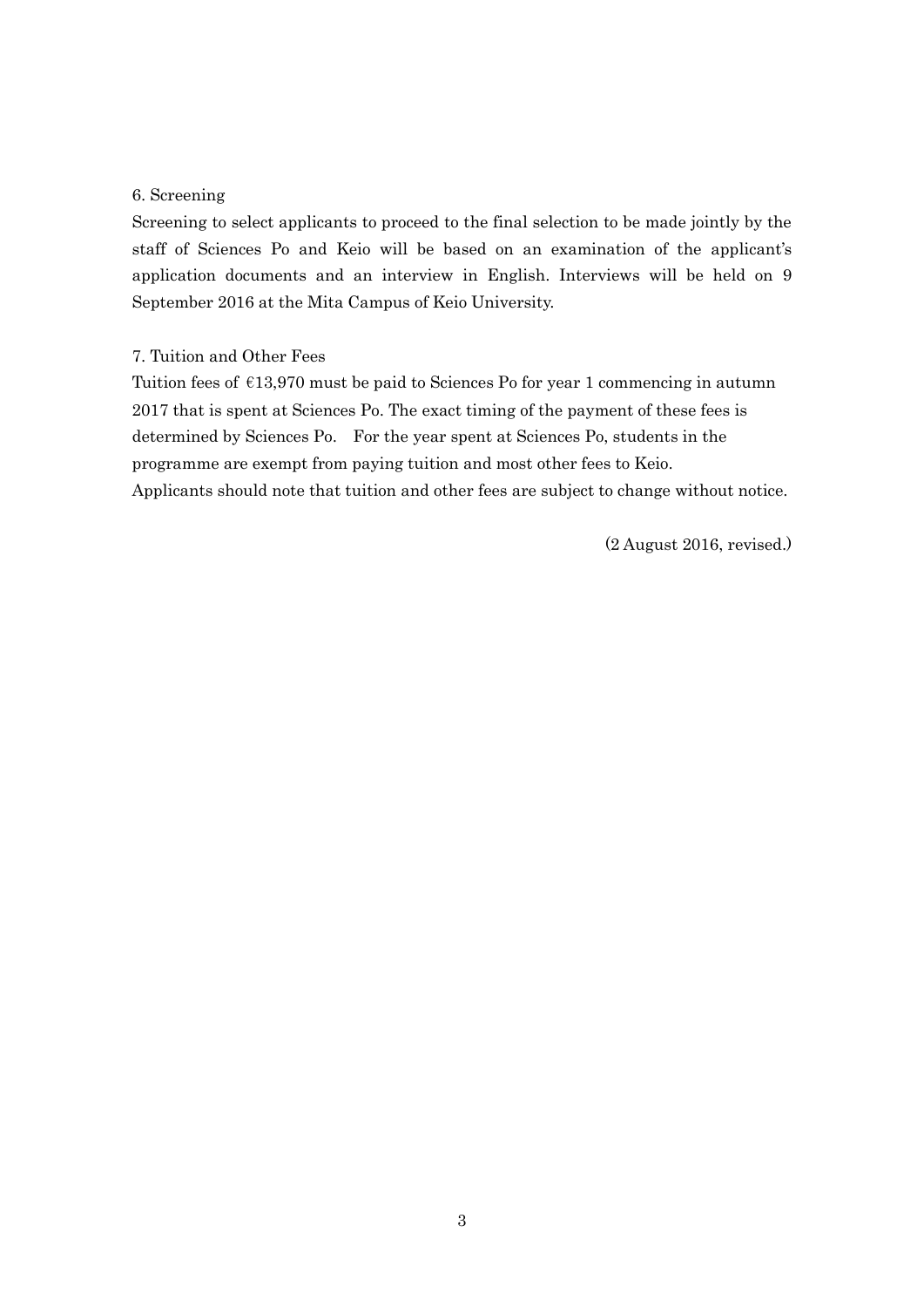## 6. Screening

Screening to select applicants to proceed to the final selection to be made jointly by the staff of Sciences Po and Keio will be based on an examination of the applicant's application documents and an interview in English. Interviews will be held on 9 September 2016 at the Mita Campus of Keio University.

## 7. Tuition and Other Fees

Tuition fees of €13,970 must be paid to Sciences Po for year 1 commencing in autumn 2017 that is spent at Sciences Po. The exact timing of the payment of these fees is determined by Sciences Po. For the year spent at Sciences Po, students in the programme are exempt from paying tuition and most other fees to Keio.

Applicants should note that tuition and other fees are subject to change without notice.

(2 August 2016, revised.)